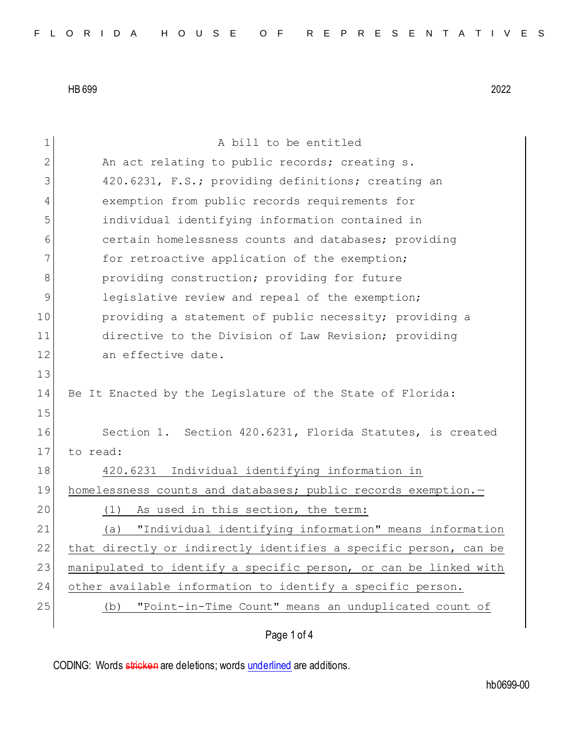HB 699 2022

A bill to be entitled

An act relating to public records; creating s. 420.6231, F.S.; providing definitions; creating an exemption from public records requirements for individual identifying information contained in certain homelessness counts and databases; providing for retroactive application of the exemption; providing construction; providing for future legislative review and repeal of the exemption; providing a statement of public necessity; providing a directive to the Division of Law Revision; providing an effective date.

Be It Enacted by the Legislature of the State of Florida:

Section 1. Section 420.6231, Florida Statutes, is created to read:

420.6231 Individual identifying information in homelessness counts and databases; public records exemption.—

(1) As used in this section, the term:

(a) "Individual identifying information" means information that directly or indirectly identifies a specific person, can be manipulated to identify a specific person, or can be linked with other available information to identify a specific person.

(b) "Point-in-Time Count" means an unduplicated count of

CODING: Words stricken are deletions; words underlined are additions.

hb0699-00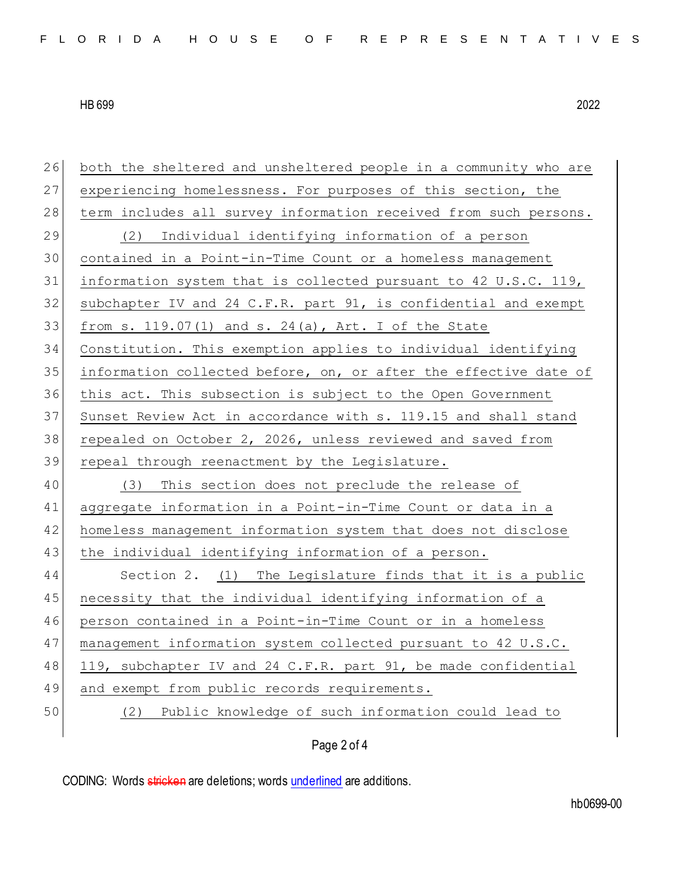both the sheltered and unsheltered people in a community who are experiencing homelessness. For purposes of this section, the term includes all survey information received from such persons.

(2) Individual identifying information of a person contained in a Point-in-Time Count or a homeless management information system that is collected pursuant to 42 U.S.C. 119, subchapter IV and 24 C.F.R. part 91, is confidential and exempt from s. 119.07(1) and s. 24(a), Art. I of the State Constitution. This exemption applies to individual identifying information collected before, on, or after the effective date of this act. This subsection is subject to the Open Government Sunset Review Act in accordance with s. 119.15 and shall stand repealed on October 2, 2026, unless reviewed and saved from repeal through reenactment by the Legislature.

(3) This section does not preclude the release of aggregate information in a Point-in-Time Count or data in a homeless management information system that does not disclose the individual identifying information of a person.

Section 2. (1) The Legislature finds that it is a public necessity that the individual identifying information of a person contained in a Point-in-Time Count or in a homeless management information system collected pursuant to 42 U.S.C. 119, subchapter IV and 24 C.F.R. part 91, be made confidential and exempt from public records requirements.

(2) Public knowledge of such information could lead to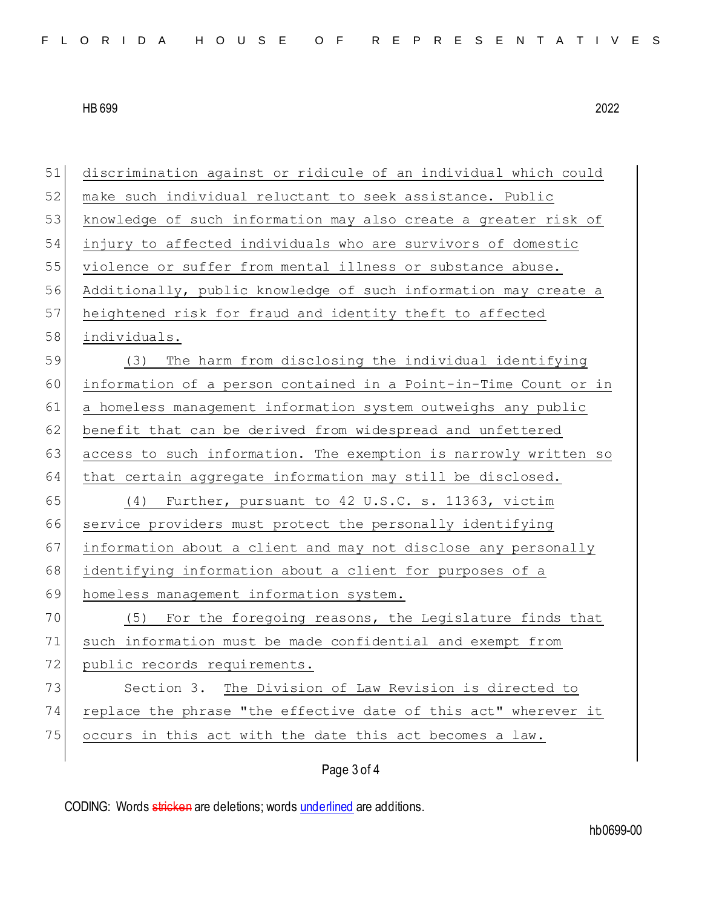discrimination against or ridicule of an individual which could make such individual reluctant to seek assistance. Public knowledge of such information may also create a greater risk of injury to affected individuals who are survivors of domestic violence or suffer from mental illness or substance abuse. Additionally, public knowledge of such information may create a heightened risk for fraud and identity theft to affected individuals.

(3) The harm from disclosing the individual identifying information of a person contained in a Point-in-Time Count or in a homeless management information system outweighs any public benefit that can be derived from widespread and unfettered access to such information. The exemption is narrowly written so that certain aggregate information may still be disclosed.

(4) Further, pursuant to 42 U.S.C. s. 11363, victim service providers must protect the personally identifying information about a client and may not disclose any personally identifying information about a client for purposes of a homeless management information system.

(5) For the foregoing reasons, the Legislature finds that such information must be made confidential and exempt from public records requirements.

Section 3. The Division of Law Revision is directed to replace the phrase "the effective date of this act" wherever it occurs in this act with the date this act becomes a law.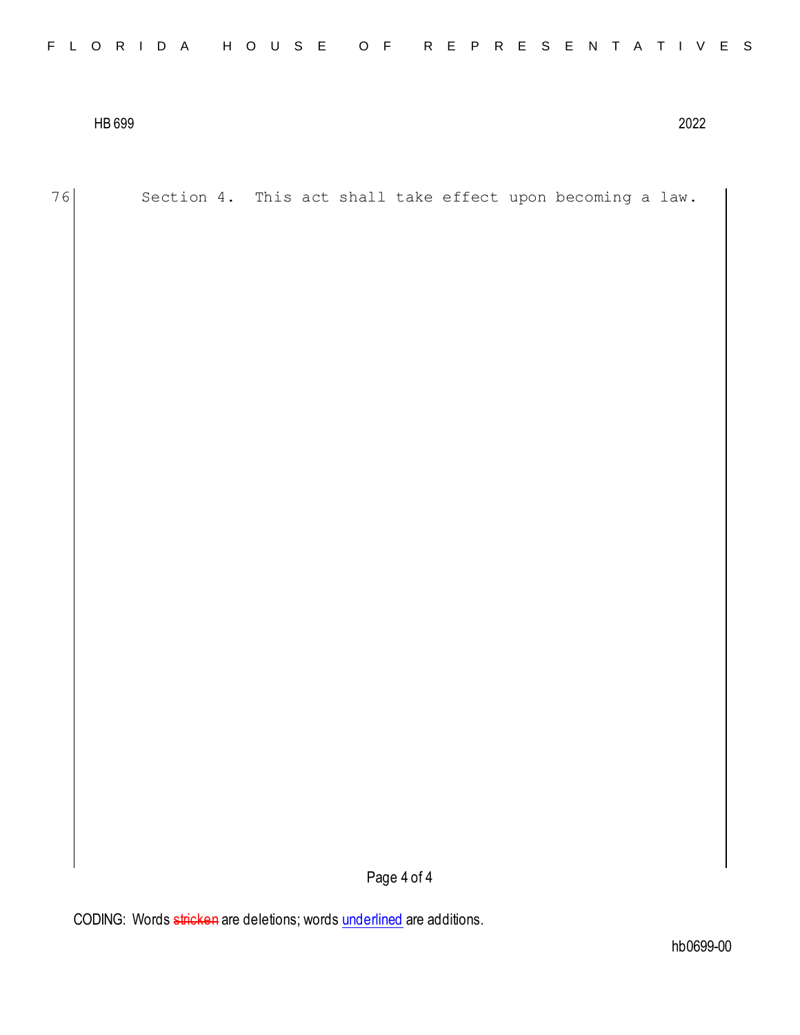Section 4. This act shall take effect upon becoming a law.